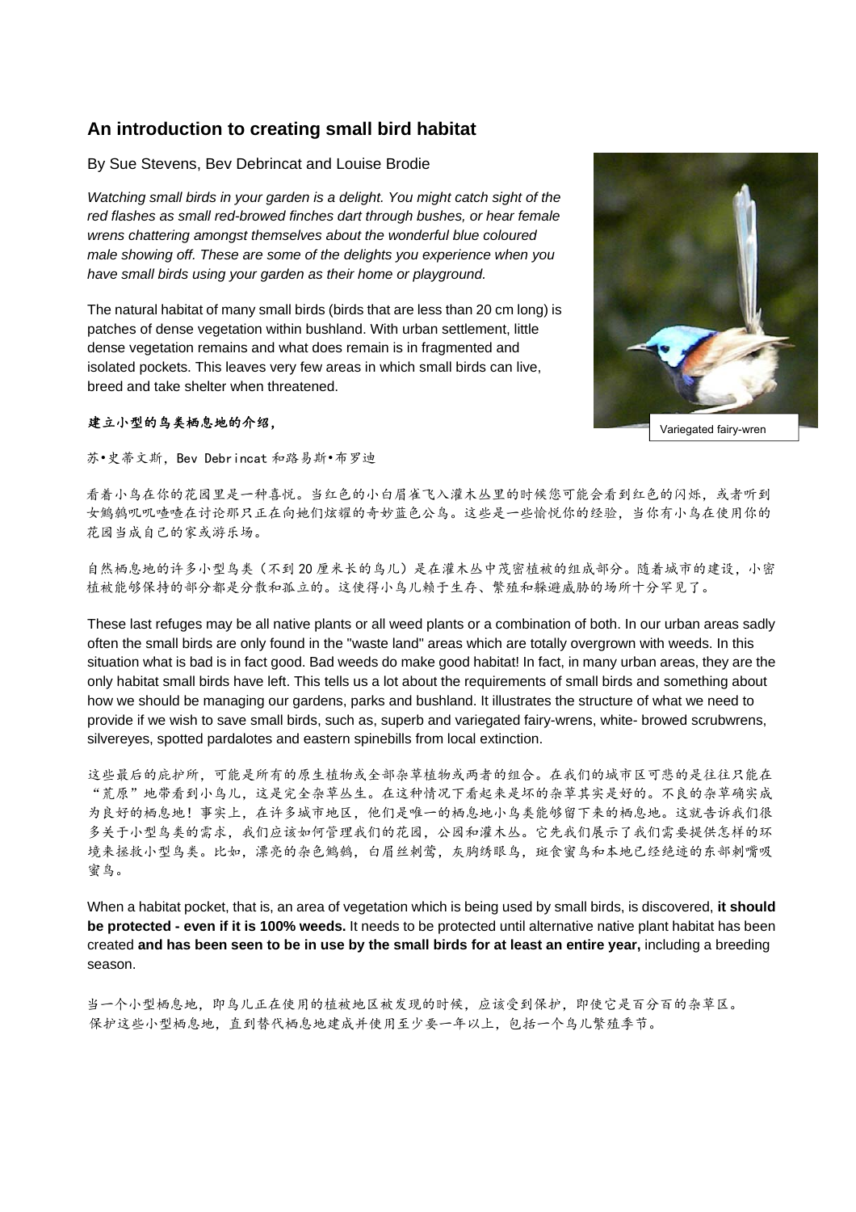# An introduction to creating small bird habitat

By Sue Stevens, Bev Debrincat and Louise Brodie

*Watching small birds in your garden is a delight. You might catch sight of the red flashes as small red-browed finches dart through bushes, or hear female wrens chattering amongst themselves about the wonderful blue coloured male showing off. These are some of the delights you experience when you have small birds using your garden as their home or playground.*

The natural habitat of many small birds (birds that are less than 20 cm long) is patches of dense vegetation within bushland. With urban settlement, little dense vegetation remains and what does remain is in fragmented and isolated pockets. This leaves very few areas in which small birds can live, breed and take shelter when threatened.

Variegated fairy-wren

**建立小型的鸟类栖息地的介绍，**

苏•史蒂文斯，Bev Debrincat 和路易斯•布罗迪

看着小鸟在你的花园里是一种喜悦。当红色的小白眉雀飞入灌木丛里的时候您可能会看到红色的闪烁，或者听到女鹪鹩叽叽喳喳在讨论那只正在向她们炫耀的奇妙蓝色公鸟。这些是一些愉悦你的经验，当你有小鸟在使用你的花园当成自己的家或游乐场。

自然栖息地的许多小型鸟类（不到 20 厘米长的鸟儿）是在灌木丛中茂密植被的组成部分。随着城市的建设，小密植被能够保持的部分都是分散和孤立的。这使得小鸟儿赖于生存、繁殖和躲避威胁的场所十分罕见了。

These last refuges may be all native plants or all weed plants or a combination of both. In our urban areas sadly often the small birds are only found in the "waste land" areas which are totally overgrown with weeds. In this situation what is bad is in fact good. Bad weeds do make good habitat! In fact, in many urban areas, they are the only habitat small birds have left. This tells us a lot about the requirements of small birds and something about how we should be managing our gardens, parks and bushland. It illustrates the structure of what we need to provide if we wish to save small birds, such as, superb and variegated fairy-wrens, white- browed scrubwrens, silvereyes, spotted pardalotes and eastern spinebills from local extinction.

这些最后的庇护所，可能是所有的原生植物或全部杂草植物或两者的组合。在我们的城市区可悲的是往往只能在“荒原”地带看到小鸟儿，这是完全杂草丛生。在这种情况下看起来是坏的杂草其实是好的。不良的杂草确实成为良好的栖息地！事实上，在许多城市地区，他们是唯一的栖息地小鸟类能够留下来的栖息地。这就告诉我们很多关于小型鸟类的需求，我们应该如何管理我们的花园，公园和灌木丛。它先我们展示了我们需要提供怎样的环境来拯救小型鸟类。比如，漂亮的杂色鹪鹩，白眉丝刺莺，灰胸绣眼鸟，斑食蜜鸟和本地已经绝迹的东部刺嘴吸蜜鸟。

When a habitat pocket, that is, an area of vegetation which is being used by small birds, is discovered, **it should be protected - even if it is 100% weeds.** It needs to be protected until alternative native plant habitat has been created **and has been seen to be in use by the small birds for at least an entire year,** including a breeding season.

当一个小型栖息地，即鸟儿正在使用的植被地区被发现的时候，应该受到保护，即使它是百分百的杂草区。
保护这些小型栖息地，直到替代栖息地建成并使用至少要一年以上，包括一个鸟儿繁殖季节。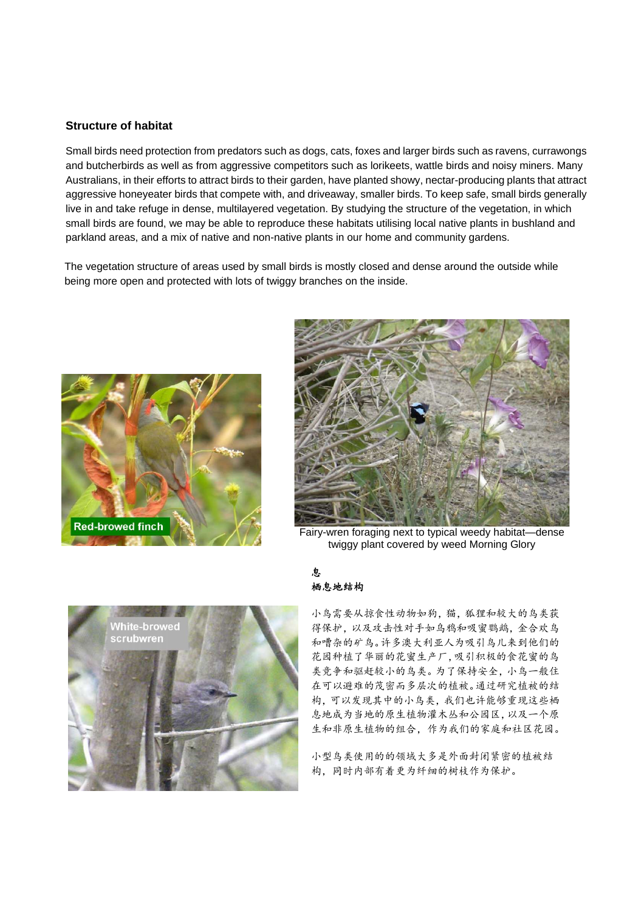### Structure of habitat

Small birds need protection from predators such as dogs, cats, foxes and larger birds such as ravens, currawongs and butcherbirds as well as from aggressive competitors such as lorikeets, wattle birds and noisy miners. Many Australians, in their efforts to attract birds to their garden, have planted showy, nectar-producing plants that attract aggressive honeyeater birds that compete with, and driveaway, smaller birds. To keep safe, small birds generally live in and take refuge in dense, multilayered vegetation. By studying the structure of the vegetation, in which small birds are found, we may be able to reproduce these habitats utilising local native plants in bushland and parkland areas, and a mix of native and non-native plants in our home and community gardens.

The vegetation structure of areas used by small birds is mostly closed and dense around the outside while being more open and protected with lots of twiggy branches on the inside.

Red-browed finch

Fairy-wren foraging next to typical weedy habitat—dense twiggy plant covered by weed Morning Glory

White-browed scrubwren

息

**栖息地结构**

小鸟需要从掠食性动物如狗，猫，狐狸和较大的鸟类获得保护，以及攻击性对手如乌鸦和吸蜜鹦鹉，金合欢鸟和嘈杂的矿鸟。许多澳大利亚人为吸引鸟儿来到他们的花园种植了华丽的花蜜生产厂，吸引积极的食花蜜的鸟类竞争和驱赶较小的鸟类。为了保持安全，小鸟一般住在可以避难的茂密而多层次的植被。通过研究植被的结构，可以发现其中的小鸟类，我们也许能够重现这些栖息地成为当地的原生植物灌木丛和公园区，以及一个原生和非原生植物的组合，作为我们的家庭和社区花园。

小型鸟类使用的的领域大多是外面封闭紧密的植被结构，同时内部有着更为纤细的树枝作为保护。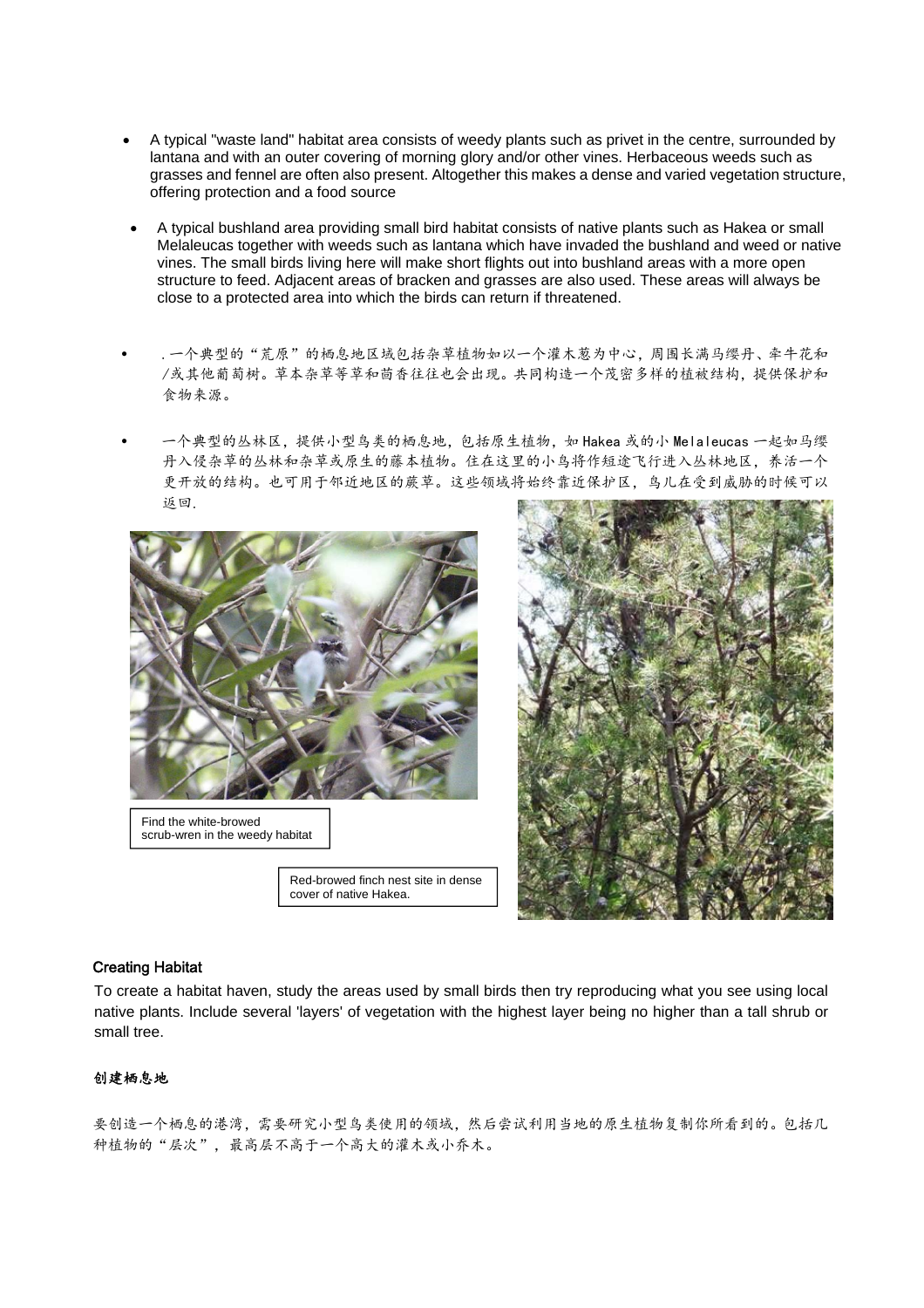- A typical "waste land" habitat area consists of weedy plants such as privet in the centre, surrounded by lantana and with an outer covering of morning glory and/or other vines. Herbaceous weeds such as grasses and fennel are often also present. Altogether this makes a dense and varied vegetation structure, offering protection and a food source

- A typical bushland area providing small bird habitat consists of native plants such as Hakea or small Melaleucas together with weeds such as lantana which have invaded the bushland and weed or native vines. The small birds living here will make short flights out into bushland areas with a more open structure to feed. Adjacent areas of bracken and grasses are also used. These areas will always be close to a protected area into which the birds can return if threatened.

- .一个典型的“荒原”的栖息地区域包括杂草植物如以一个灌木葱为中心，周围长满马缨丹、牵牛花和/或其他葡萄树。草本杂草等草和茴香往往也会出现。共同构造一个茂密多样的植被结构，提供保护和食物来源。

- 一个典型的丛林区，提供小型鸟类的栖息地，包括原生植物，如 Hakea 或的小 Melaleucas 一起如马缨丹入侵杂草的丛林和杂草或原生的藤本植物。住在这里的小鸟将作短途飞行进入丛林地区，养活一个更开放的结构。也可用于邻近地区的蕨草。这些领域将始终靠近保护区，鸟儿在受到威胁的时候可以返回.

Find the white-browed scrub-wren in the weedy habitat

Red-browed finch nest site in dense cover of native Hakea.

### Creating Habitat

To create a habitat haven, study the areas used by small birds then try reproducing what you see using local native plants. Include several 'layers' of vegetation with the highest layer being no higher than a tall shrub or small tree.

### 创建栖息地

要创造一个栖息的港湾，需要研究小型鸟类使用的领域，然后尝试利用当地的原生植物复制你所看到的。包括几种植物的“层次”，最高层不高于一个高大的灌木或小乔木。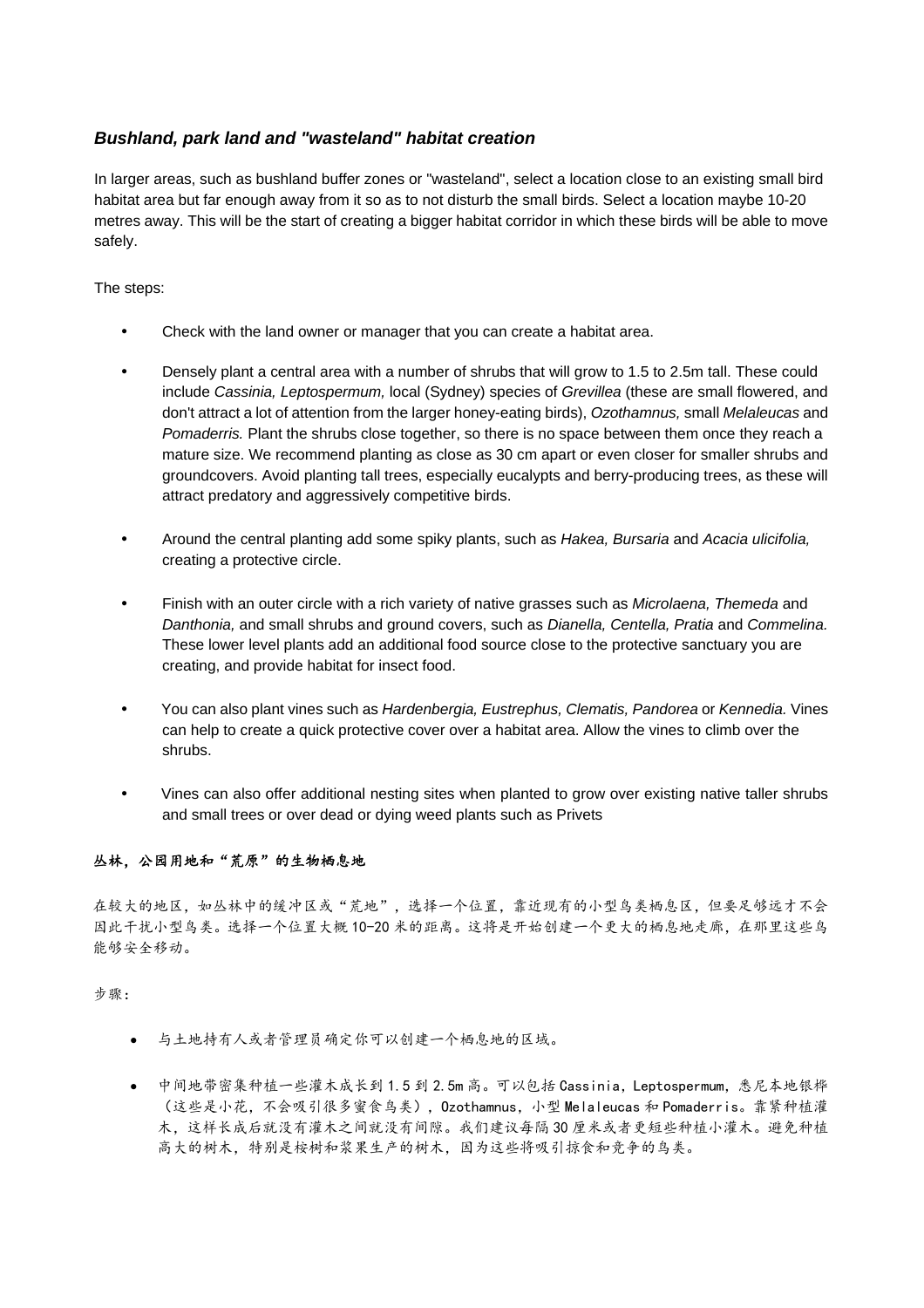### ***Bushland, park land and "wasteland" habitat creation***

In larger areas, such as bushland buffer zones or "wasteland", select a location close to an existing small bird habitat area but far enough away from it so as to not disturb the small birds. Select a location maybe 10-20 metres away. This will be the start of creating a bigger habitat corridor in which these birds will be able to move safely.

The steps:

- Check with the land owner or manager that you can create a habitat area.
- Densely plant a central area with a number of shrubs that will grow to 1.5 to 2.5m tall. These could include *Cassinia, Leptospermum,* local (Sydney) species of *Grevillea* (these are small flowered, and don't attract a lot of attention from the larger honey-eating birds), *Ozothamnus,* small *Melaleucas* and *Pomaderris.* Plant the shrubs close together, so there is no space between them once they reach a mature size. We recommend planting as close as 30 cm apart or even closer for smaller shrubs and groundcovers. Avoid planting tall trees, especially eucalypts and berry-producing trees, as these will attract predatory and aggressively competitive birds.
- Around the central planting add some spiky plants, such as *Hakea, Bursaria* and *Acacia ulicifolia,* creating a protective circle.
- Finish with an outer circle with a rich variety of native grasses such as *Microlaena, Themeda* and *Danthonia,* and small shrubs and ground covers, such as *Dianella, Centella, Pratia* and *Commelina.* These lower level plants add an additional food source close to the protective sanctuary you are creating, and provide habitat for insect food.
- You can also plant vines such as *Hardenbergia, Eustrephus, Clematis, Pandorea* or *Kennedia.* Vines can help to create a quick protective cover over a habitat area. Allow the vines to climb over the shrubs.
- Vines can also offer additional nesting sites when planted to grow over existing native taller shrubs and small trees or over dead or dying weed plants such as Privets

**丛林，公园用地和“荒原”的生物栖息地**

在较大的地区，如丛林中的缓冲区或“荒地”，选择一个位置，靠近现有的小型鸟类栖息区，但要足够远才不会因此干扰小型鸟类。选择一个位置大概 10-20 米的距离。这将是开始创建一个更大的栖息地走廊，在那里这些鸟能够安全移动。

步骤：

- 与土地持有人或者管理员确定你可以创建一个栖息地的区域。
- 中间地带密集种植一些灌木成长到 1.5 到 2.5m 高。可以包括 Cassinia，Leptospermum，悉尼本地银桦（这些是小花，不会吸引很多蜜食鸟类），Ozothamnus，小型 Melaleucas 和 Pomaderris。靠紧种植灌木，这样长成后就没有灌木之间就没有间隙。我们建议每隔 30 厘米或者更短些种植小灌木。避免种植高大的树木，特别是桉树和浆果生产的树木，因为这些将吸引掠食和竞争的鸟类。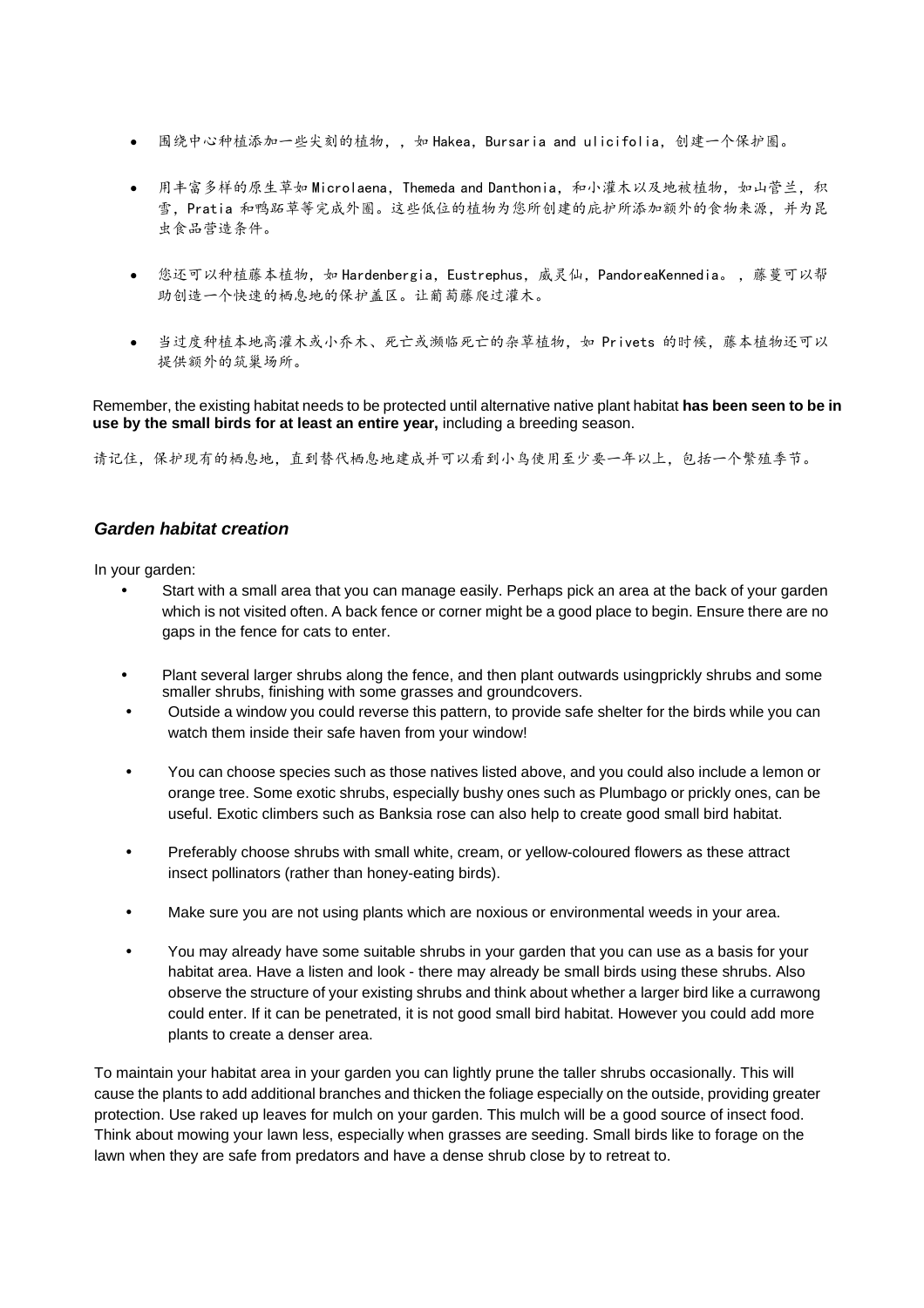- 围绕中心种植添加一些尖刻的植物，，如 Hakea，Bursaria and ulicifolia，创建一个保护圈。

- 用丰富多样的原生草如 Microlaena，Themeda and Danthonia，和小灌木以及地被植物，如山菅兰，积雪，Pratia 和鸭跖草等完成外圈。这些低位的植物为您所创建的庇护所添加额外的食物来源，并为昆虫食品营造条件。

- 您还可以种植藤本植物，如 Hardenbergia，Eustrephus，威灵仙，PandoreaKennedia。，藤蔓可以帮助创造一个快速的栖息地的保护盖区。让葡萄藤爬过灌木。

- 当过度种植本地高灌木或小乔木、死亡或濒临死亡的杂草植物，如 Privets 的时候，藤本植物还可以提供额外的筑巢场所。

Remember, the existing habitat needs to be protected until alternative native plant habitat **has been seen to be in use by the small birds for at least an entire year,** including a breeding season.

请记住，保护现有的栖息地，直到替代栖息地建成并可以看到小鸟使用至少要一年以上，包括一个繁殖季节。

### *Garden habitat creation*

In your garden:

- Start with a small area that you can manage easily. Perhaps pick an area at the back of your garden which is not visited often. A back fence or corner might be a good place to begin. Ensure there are no gaps in the fence for cats to enter.

- Plant several larger shrubs along the fence, and then plant outwards usingprickly shrubs and some smaller shrubs, finishing with some grasses and groundcovers.
- Outside a window you could reverse this pattern, to provide safe shelter for the birds while you can watch them inside their safe haven from your window!

- You can choose species such as those natives listed above, and you could also include a lemon or orange tree. Some exotic shrubs, especially bushy ones such as Plumbago or prickly ones, can be useful. Exotic climbers such as Banksia rose can also help to create good small bird habitat.

- Preferably choose shrubs with small white, cream, or yellow-coloured flowers as these attract insect pollinators (rather than honey-eating birds).

- Make sure you are not using plants which are noxious or environmental weeds in your area.

- You may already have some suitable shrubs in your garden that you can use as a basis for your habitat area. Have a listen and look - there may already be small birds using these shrubs. Also observe the structure of your existing shrubs and think about whether a larger bird like a currawong could enter. If it can be penetrated, it is not good small bird habitat. However you could add more plants to create a denser area.

To maintain your habitat area in your garden you can lightly prune the taller shrubs occasionally. This will cause the plants to add additional branches and thicken the foliage especially on the outside, providing greater protection. Use raked up leaves for mulch on your garden. This mulch will be a good source of insect food. Think about mowing your lawn less, especially when grasses are seeding. Small birds like to forage on the lawn when they are safe from predators and have a dense shrub close by to retreat to.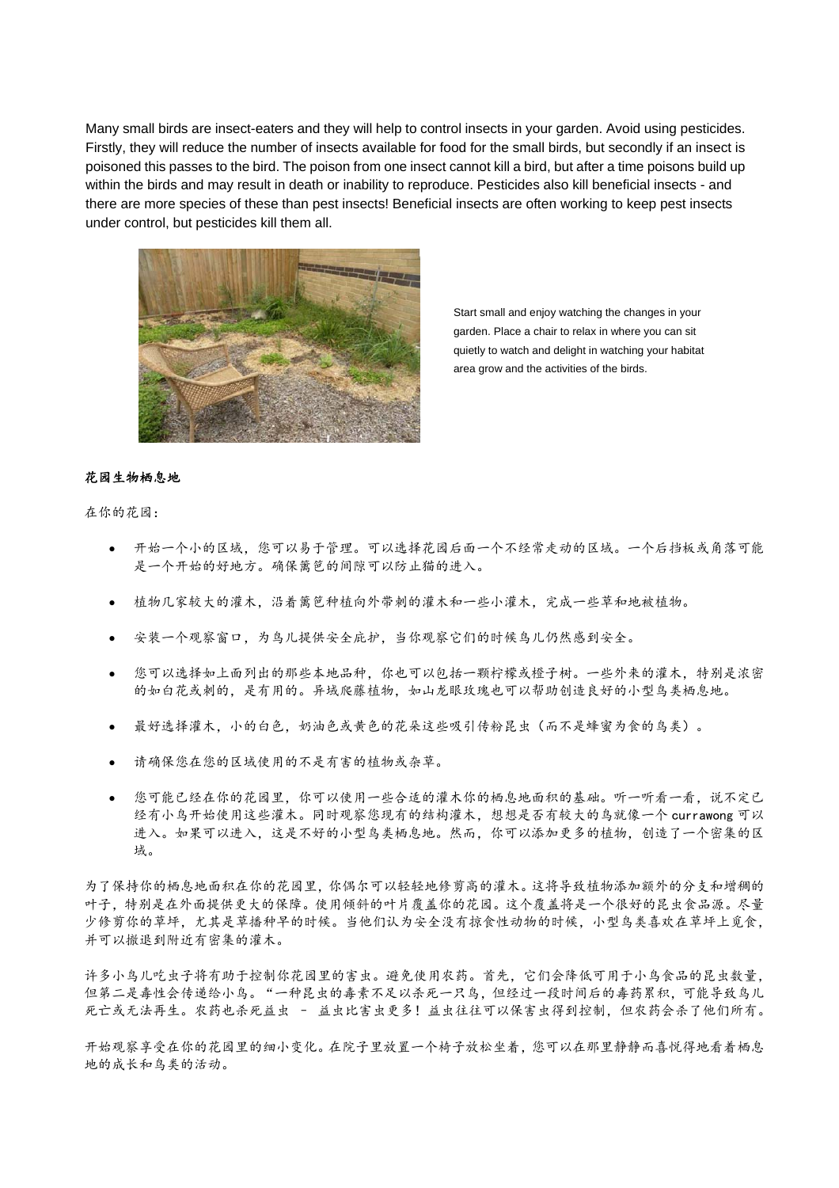Many small birds are insect-eaters and they will help to control insects in your garden. Avoid using pesticides. Firstly, they will reduce the number of insects available for food for the small birds, but secondly if an insect is poisoned this passes to the bird. The poison from one insect cannot kill a bird, but after a time poisons build up within the birds and may result in death or inability to reproduce. Pesticides also kill beneficial insects - and there are more species of these than pest insects! Beneficial insects are often working to keep pest insects under control, but pesticides kill them all.

Start small and enjoy watching the changes in your garden. Place a chair to relax in where you can sit quietly to watch and delight in watching your habitat area grow and the activities of the birds.

**花园生物栖息地**

在你的花园：

- 开始一个小的区域，您可以易于管理。可以选择花园后面一个不经常走动的区域。一个后挡板或角落可能是一个开始的好地方。确保篱笆的间隙可以防止猫的进入。
- 植物几家较大的灌木，沿着篱笆种植向外带刺的灌木和一些小灌木，完成一些草和地被植物。
- 安装一个观察窗口，为鸟儿提供安全庇护，当你观察它们的时候鸟儿仍然感到安全。
- 您可以选择如上面列出的那些本地品种，你也可以包括一颗柠檬或橙子树。一些外来的灌木，特别是浓密的如白花或刺的，是有用的。异域爬藤植物，如山龙眼玫瑰也可以帮助创造良好的小型鸟类栖息地。
- 最好选择灌木，小的白色，奶油色或黄色的花朵这些吸引传粉昆虫（而不是蜂蜜为食的鸟类）。
- 请确保您在您的区域使用的不是有害的植物或杂草。
- 您可能已经在你的花园里，你可以使用一些合适的灌木你的栖息地面积的基础。听一听看一看，说不定已经有小鸟开始使用这些灌木。同时观察您现有的结构灌木，想想是否有较大的鸟就像一个 currawong 可以进入。如果可以进入，这是不好的小型鸟类栖息地。然而，你可以添加更多的植物，创造了一个密集的区域。

为了保持你的栖息地面积在你的花园里，你偶尔可以轻轻地修剪高的灌木。这将导致植物添加额外的分支和增稠的叶子，特别是在外面提供更大的保障。使用倾斜的叶片覆盖你的花园。这个覆盖将是一个很好的昆虫食品源。尽量少修剪你的草坪，尤其是草播种旱的时候。当他们认为安全没有掠食性动物的时候，小型鸟类喜欢在草坪上觅食，并可以撤退到附近有密集的灌木。

许多小鸟儿吃虫子将有助于控制你花园里的害虫。避免使用农药。首先，它们会降低可用于小鸟食品的昆虫数量，但第二是毒性会传递给小鸟。"一种昆虫的毒素不足以杀死一只鸟，但经过一段时间后的毒药累积，可能导致鸟儿死亡或无法再生。农药也杀死益虫 – 益虫比害虫更多！益虫往往可以保害虫得到控制，但农药会杀了他们所有。

开始观察享受在你的花园里的细小变化。在院子里放置一个椅子放松坐着，您可以在那里静静而喜悦得地看着栖息地的成长和鸟类的活动。